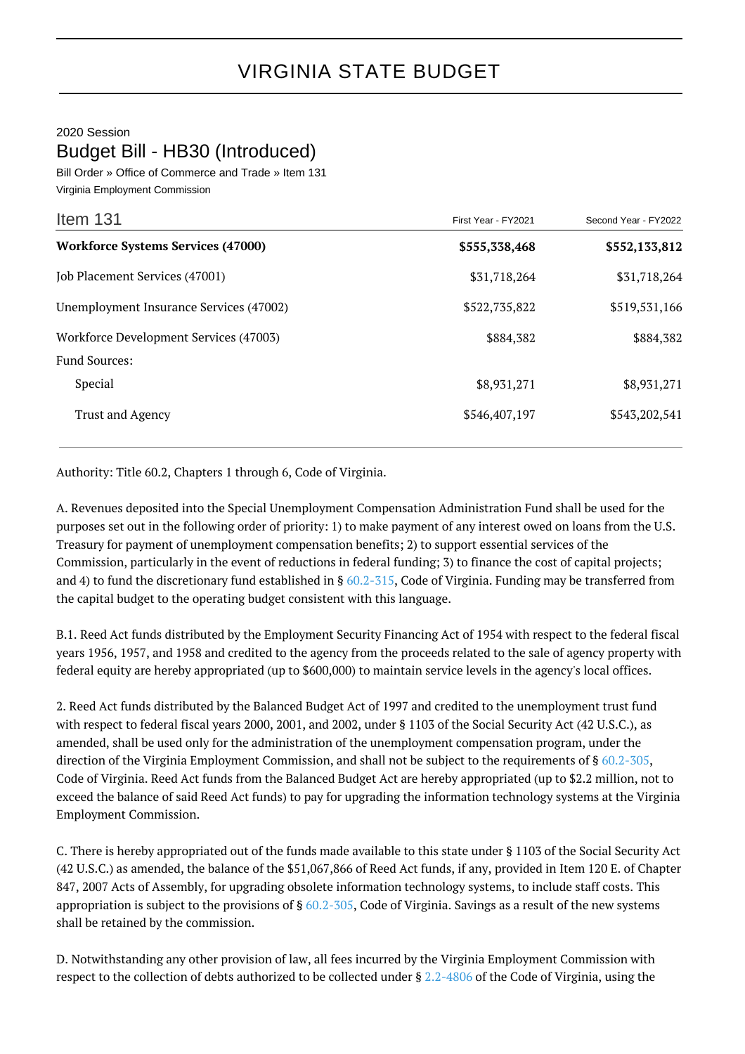# VIRGINIA STATE BUDGET

2020 Session

## Budget Bill - HB30 (Introduced)

Bill Order » Office of Commerce and Trade » Item 131

Virginia Employment Commission

| Item 131 | First Year - FY2021 | Second Year - FY2022 |
|---|---|---|
| **Workforce Systems Services (47000)** | **$555,338,468** | **$552,133,812** |
| Job Placement Services (47001) | $31,718,264 | $31,718,264 |
| Unemployment Insurance Services (47002) | $522,735,822 | $519,531,166 |
| Workforce Development Services (47003) | $884,382 | $884,382 |
| Fund Sources: | | |
| Special | $8,931,271 | $8,931,271 |
| Trust and Agency | $546,407,197 | $543,202,541 |

Authority: Title 60.2, Chapters 1 through 6, Code of Virginia.

A. Revenues deposited into the Special Unemployment Compensation Administration Fund shall be used for the purposes set out in the following order of priority: 1) to make payment of any interest owed on loans from the U.S. Treasury for payment of unemployment compensation benefits; 2) to support essential services of the Commission, particularly in the event of reductions in federal funding; 3) to finance the cost of capital projects; and 4) to fund the discretionary fund established in § 60.2-315, Code of Virginia. Funding may be transferred from the capital budget to the operating budget consistent with this language.

B.1. Reed Act funds distributed by the Employment Security Financing Act of 1954 with respect to the federal fiscal years 1956, 1957, and 1958 and credited to the agency from the proceeds related to the sale of agency property with federal equity are hereby appropriated (up to $600,000) to maintain service levels in the agency's local offices.

2. Reed Act funds distributed by the Balanced Budget Act of 1997 and credited to the unemployment trust fund with respect to federal fiscal years 2000, 2001, and 2002, under § 1103 of the Social Security Act (42 U.S.C.), as amended, shall be used only for the administration of the unemployment compensation program, under the direction of the Virginia Employment Commission, and shall not be subject to the requirements of § 60.2-305, Code of Virginia. Reed Act funds from the Balanced Budget Act are hereby appropriated (up to $2.2 million, not to exceed the balance of said Reed Act funds) to pay for upgrading the information technology systems at the Virginia Employment Commission.

C. There is hereby appropriated out of the funds made available to this state under § 1103 of the Social Security Act (42 U.S.C.) as amended, the balance of the $51,067,866 of Reed Act funds, if any, provided in Item 120 E. of Chapter 847, 2007 Acts of Assembly, for upgrading obsolete information technology systems, to include staff costs. This appropriation is subject to the provisions of § 60.2-305, Code of Virginia. Savings as a result of the new systems shall be retained by the commission.

D. Notwithstanding any other provision of law, all fees incurred by the Virginia Employment Commission with respect to the collection of debts authorized to be collected under § 2.2-4806 of the Code of Virginia, using the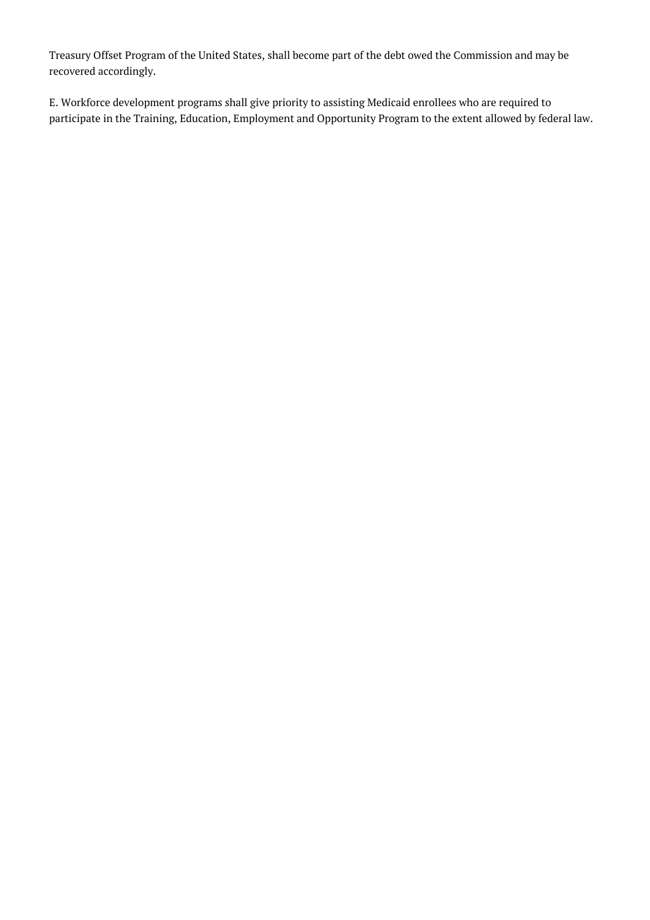Treasury Offset Program of the United States, shall become part of the debt owed the Commission and may be recovered accordingly.

E. Workforce development programs shall give priority to assisting Medicaid enrollees who are required to participate in the Training, Education, Employment and Opportunity Program to the extent allowed by federal law.